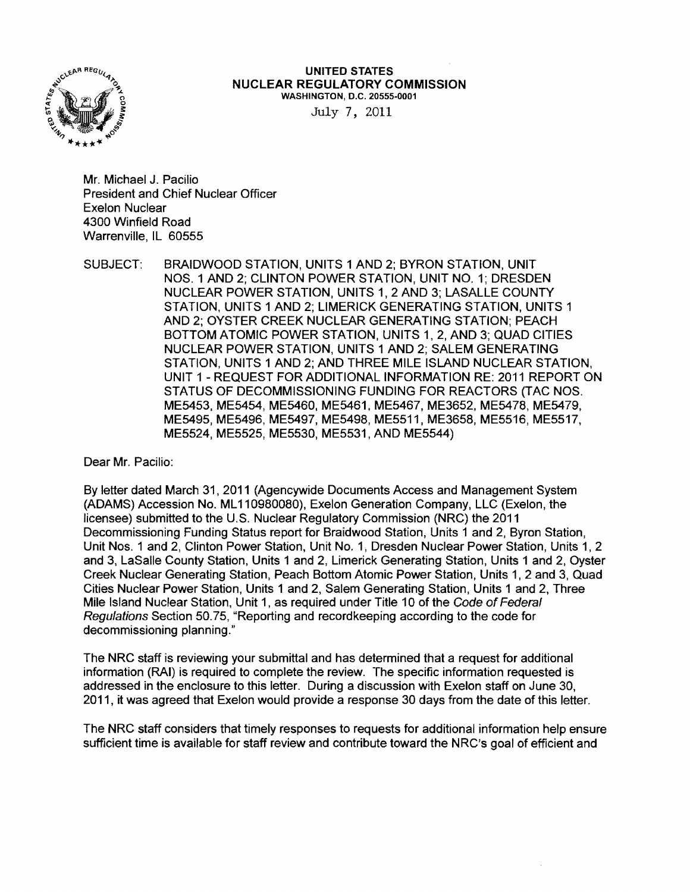**UNITED STATES**
**NUCLEAR REGULATORY COMMISSION**
**WASHINGTON, D.C. 20555-0001**

July 7, 2011

Mr. Michael J. Pacilio
President and Chief Nuclear Officer
Exelon Nuclear
4300 Winfield Road
Warrenville, IL 60555

SUBJECT: BRAIDWOOD STATION, UNITS 1 AND 2; BYRON STATION, UNIT NOS. 1 AND 2; CLINTON POWER STATION, UNIT NO. 1; DRESDEN NUCLEAR POWER STATION, UNITS 1, 2 AND 3; LASALLE COUNTY STATION, UNITS 1 AND 2; LIMERICK GENERATING STATION, UNITS 1 AND 2; OYSTER CREEK NUCLEAR GENERATING STATION; PEACH BOTTOM ATOMIC POWER STATION, UNITS 1, 2, AND 3; QUAD CITIES NUCLEAR POWER STATION, UNITS 1 AND 2; SALEM GENERATING STATION, UNITS 1 AND 2; AND THREE MILE ISLAND NUCLEAR STATION, UNIT 1 - REQUEST FOR ADDITIONAL INFORMATION RE: 2011 REPORT ON STATUS OF DECOMMISSIONING FUNDING FOR REACTORS (TAC NOS. ME5453, ME5454, ME5460, ME5461, ME5467, ME3652, ME5478, ME5479, ME5495, ME5496, ME5497, ME5498, ME5511, ME3658, ME5516, ME5517, ME5524, ME5525, ME5530, ME5531, AND ME5544)

Dear Mr. Pacilio:

By letter dated March 31, 2011 (Agencywide Documents Access and Management System (ADAMS) Accession No. ML110980080), Exelon Generation Company, LLC (Exelon, the licensee) submitted to the U.S. Nuclear Regulatory Commission (NRC) the 2011 Decommissioning Funding Status report for Braidwood Station, Units 1 and 2, Byron Station, Unit Nos. 1 and 2, Clinton Power Station, Unit No. 1, Dresden Nuclear Power Station, Units 1, 2 and 3, LaSalle County Station, Units 1 and 2, Limerick Generating Station, Units 1 and 2, Oyster Creek Nuclear Generating Station, Peach Bottom Atomic Power Station, Units 1, 2 and 3, Quad Cities Nuclear Power Station, Units 1 and 2, Salem Generating Station, Units 1 and 2, Three Mile Island Nuclear Station, Unit 1, as required under Title 10 of the *Code of Federal Regulations* Section 50.75, "Reporting and recordkeeping according to the code for decommissioning planning."

The NRC staff is reviewing your submittal and has determined that a request for additional information (RAI) is required to complete the review. The specific information requested is addressed in the enclosure to this letter. During a discussion with Exelon staff on June 30, 2011, it was agreed that Exelon would provide a response 30 days from the date of this letter.

The NRC staff considers that timely responses to requests for additional information help ensure sufficient time is available for staff review and contribute toward the NRC's goal of efficient and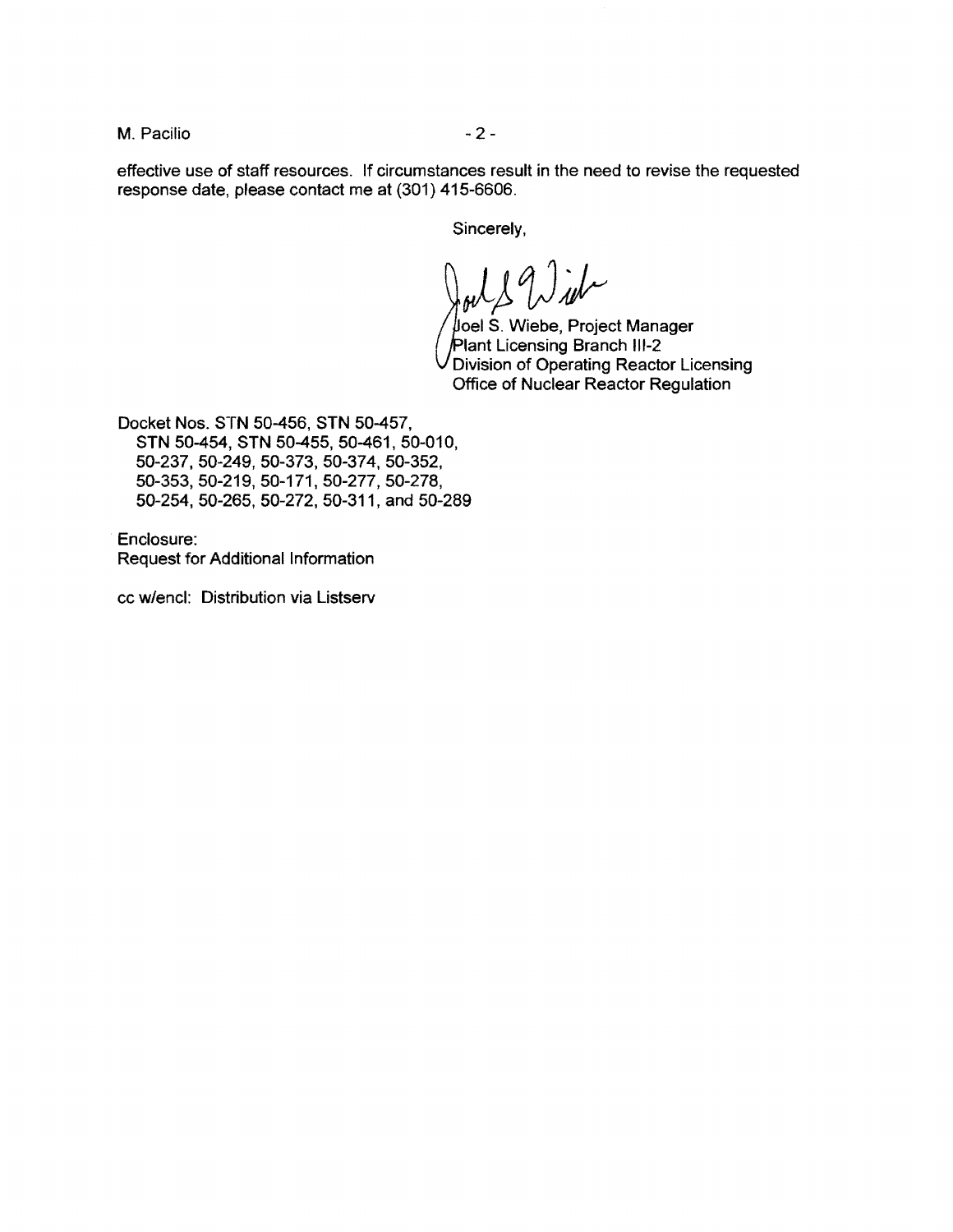effective use of staff resources. If circumstances result in the need to revise the requested response date, please contact me at (301) 415-6606.

Sincerely,

Joel S. Wiebe, Project Manager
Plant Licensing Branch III-2
Division of Operating Reactor Licensing
Office of Nuclear Reactor Regulation

Docket Nos. STN 50-456, STN 50-457,
STN 50-454, STN 50-455, 50-461, 50-010,
50-237, 50-249, 50-373, 50-374, 50-352,
50-353, 50-219, 50-171, 50-277, 50-278,
50-254, 50-265, 50-272, 50-311, and 50-289

Enclosure:
Request for Additional Information

cc w/encl: Distribution via Listserv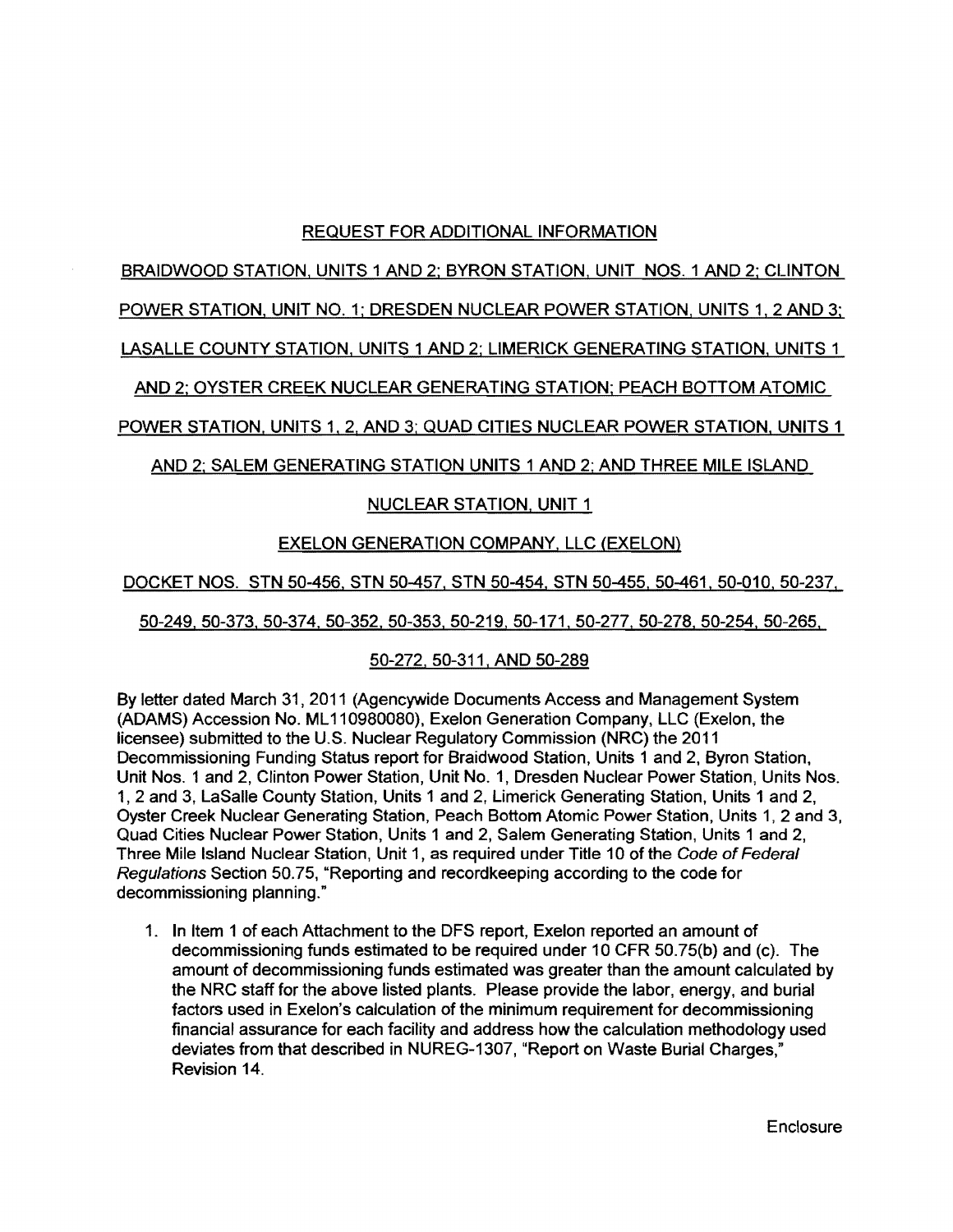REQUEST FOR ADDITIONAL INFORMATION

BRAIDWOOD STATION, UNITS 1 AND 2; BYRON STATION, UNIT NOS. 1 AND 2; CLINTON POWER STATION, UNIT NO. 1; DRESDEN NUCLEAR POWER STATION, UNITS 1, 2 AND 3; LASALLE COUNTY STATION, UNITS 1 AND 2; LIMERICK GENERATING STATION, UNITS 1 AND 2; OYSTER CREEK NUCLEAR GENERATING STATION; PEACH BOTTOM ATOMIC POWER STATION, UNITS 1, 2, AND 3; QUAD CITIES NUCLEAR POWER STATION, UNITS 1 AND 2; SALEM GENERATING STATION UNITS 1 AND 2; AND THREE MILE ISLAND NUCLEAR STATION, UNIT 1

EXELON GENERATION COMPANY, LLC (EXELON)

DOCKET NOS. STN 50-456, STN 50-457, STN 50-454, STN 50-455, 50-461, 50-010, 50-237, 50-249, 50-373, 50-374, 50-352, 50-353, 50-219, 50-171, 50-277, 50-278, 50-254, 50-265, 50-272, 50-311, AND 50-289

By letter dated March 31, 2011 (Agencywide Documents Access and Management System (ADAMS) Accession No. ML110980080), Exelon Generation Company, LLC (Exelon, the licensee) submitted to the U.S. Nuclear Regulatory Commission (NRC) the 2011 Decommissioning Funding Status report for Braidwood Station, Units 1 and 2, Byron Station, Unit Nos. 1 and 2, Clinton Power Station, Unit No. 1, Dresden Nuclear Power Station, Units Nos. 1, 2 and 3, LaSalle County Station, Units 1 and 2, Limerick Generating Station, Units 1 and 2, Oyster Creek Nuclear Generating Station, Peach Bottom Atomic Power Station, Units 1, 2 and 3, Quad Cities Nuclear Power Station, Units 1 and 2, Salem Generating Station, Units 1 and 2, Three Mile Island Nuclear Station, Unit 1, as required under Title 10 of the *Code of Federal Regulations* Section 50.75, "Reporting and recordkeeping according to the code for decommissioning planning."

1. In Item 1 of each Attachment to the DFS report, Exelon reported an amount of decommissioning funds estimated to be required under 10 CFR 50.75(b) and (c). The amount of decommissioning funds estimated was greater than the amount calculated by the NRC staff for the above listed plants. Please provide the labor, energy, and burial factors used in Exelon's calculation of the minimum requirement for decommissioning financial assurance for each facility and address how the calculation methodology used deviates from that described in NUREG-1307, "Report on Waste Burial Charges," Revision 14.

Enclosure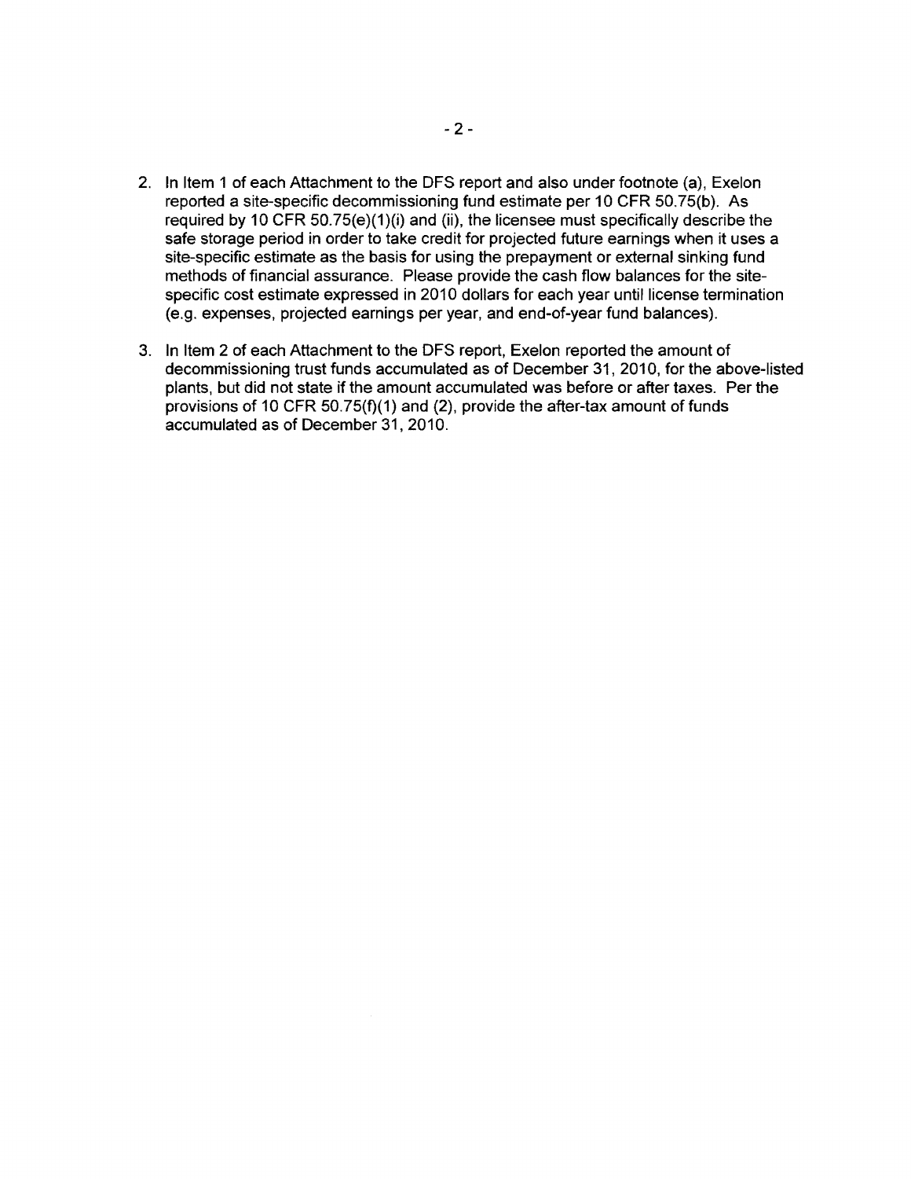2. In Item 1 of each Attachment to the DFS report and also under footnote (a), Exelon reported a site-specific decommissioning fund estimate per 10 CFR 50.75(b). As required by 10 CFR 50.75(e)(1)(i) and (ii), the licensee must specifically describe the safe storage period in order to take credit for projected future earnings when it uses a site-specific estimate as the basis for using the prepayment or external sinking fund methods of financial assurance. Please provide the cash flow balances for the site-specific cost estimate expressed in 2010 dollars for each year until license termination (e.g. expenses, projected earnings per year, and end-of-year fund balances).

3. In Item 2 of each Attachment to the DFS report, Exelon reported the amount of decommissioning trust funds accumulated as of December 31, 2010, for the above-listed plants, but did not state if the amount accumulated was before or after taxes. Per the provisions of 10 CFR 50.75(f)(1) and (2), provide the after-tax amount of funds accumulated as of December 31, 2010.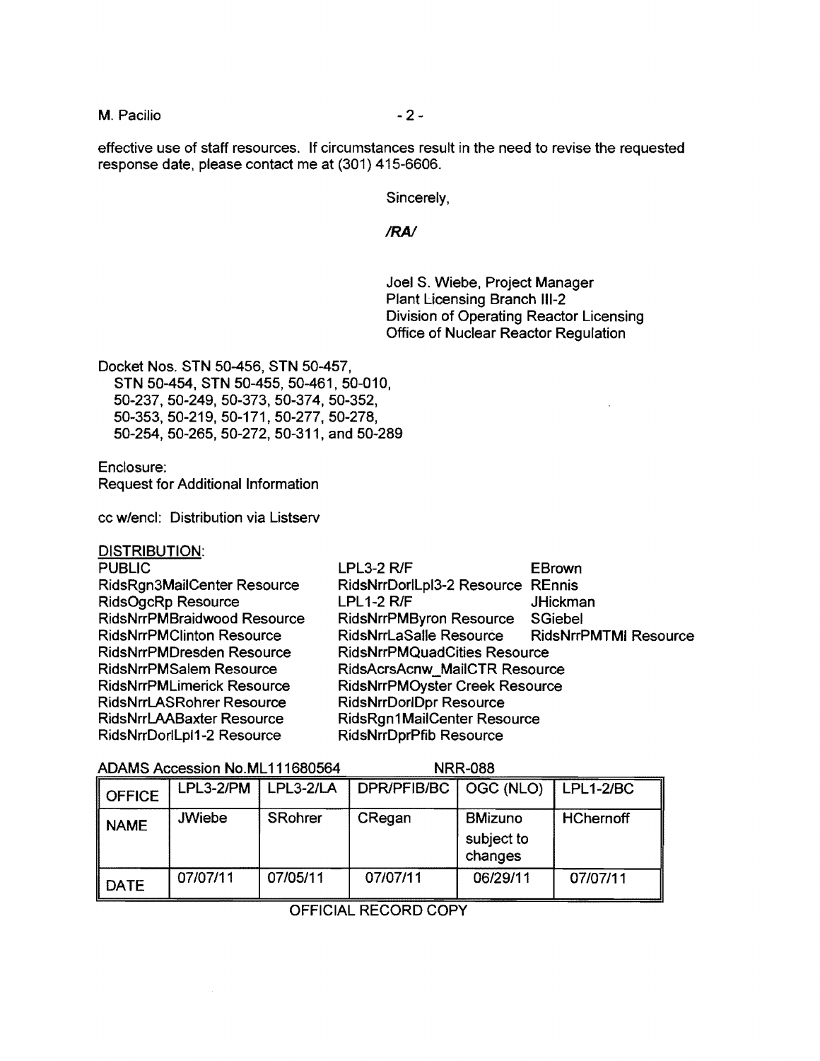effective use of staff resources. If circumstances result in the need to revise the requested response date, please contact me at (301) 415-6606.

Sincerely,

*/RA/*

Joel S. Wiebe, Project Manager
Plant Licensing Branch III-2
Division of Operating Reactor Licensing
Office of Nuclear Reactor Regulation

Docket Nos. STN 50-456, STN 50-457,
STN 50-454, STN 50-455, 50-461, 50-010,
50-237, 50-249, 50-373, 50-374, 50-352,
50-353, 50-219, 50-171, 50-277, 50-278,
50-254, 50-265, 50-272, 50-311, and 50-289

Enclosure:
Request for Additional Information

cc w/encl: Distribution via Listserv

DISTRIBUTION:

PUBLIC
RidsRgn3MailCenter Resource
RidsOgcRp Resource
RidsNrrPMBraidwood Resource
RidsNrrPMClinton Resource
RidsNrrPMDresden Resource
RidsNrrPMSalem Resource
RidsNrrPMLimerick Resource
RidsNrrLASRohrer Resource
RidsNrrLAABaxter Resource
RidsNrrDorlLpl1-2 Resource
LPL3-2 R/F
RidsNrrDorlLpl3-2 Resource
LPL1-2 R/F
RidsNrrPMByron Resource
RidsNrrLaSalle Resource
RidsNrrPMQuadCities Resource
RidsAcrsAcnw_MailCTR Resource
RidsNrrPMOyster Creek Resource
RidsNrrDorlDpr Resource
RidsRgn1MailCenter Resource
RidsNrrDprPfib Resource
EBrown
REnnis
JHickman
SGiebel
RidsNrrPMTMI Resource

ADAMS Accession No.ML111680564 NRR-088

| OFFICE | LPL3-2/PM | LPL3-2/LA | DPR/PFIB/BC | OGC (NLO) | LPL1-2/BC |
|---|---|---|---|---|---|
| NAME | JWiebe | SRohrer | CRegan | BMizuno subject to changes | HChernoff |
| DATE | 07/07/11 | 07/05/11 | 07/07/11 | 06/29/11 | 07/07/11 |

OFFICIAL RECORD COPY